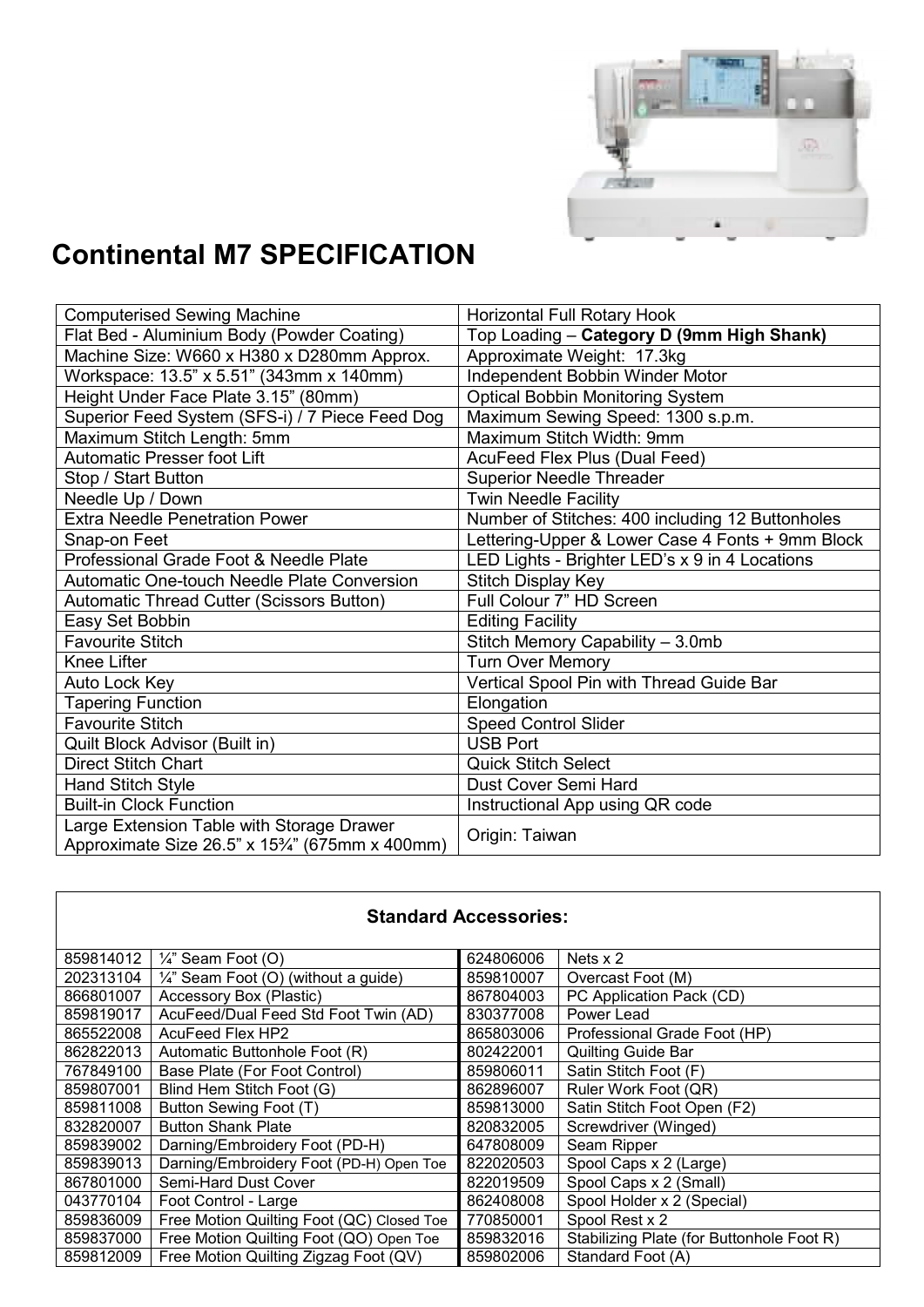# Continental M7 SPECIFICATION

| Computerised Sewing Machine | Horizontal Full Rotary Hook |
|---|---|
| Flat Bed - Aluminium Body (Powder Coating) | Top Loading – **Category D (9mm High Shank)** |
| Machine Size: W660 x H380 x D280mm Approx. | Approximate Weight: 17.3kg |
| Workspace: 13.5" x 5.51" (343mm x 140mm) | Independent Bobbin Winder Motor |
| Height Under Face Plate 3.15" (80mm) | Optical Bobbin Monitoring System |
| Superior Feed System (SFS-i) / 7 Piece Feed Dog | Maximum Sewing Speed: 1300 s.p.m. |
| Maximum Stitch Length: 5mm | Maximum Stitch Width: 9mm |
| Automatic Presser foot Lift | AcuFeed Flex Plus (Dual Feed) |
| Stop / Start Button | Superior Needle Threader |
| Needle Up / Down | Twin Needle Facility |
| Extra Needle Penetration Power | Number of Stitches: 400 including 12 Buttonholes |
| Snap-on Feet | Lettering-Upper & Lower Case 4 Fonts + 9mm Block |
| Professional Grade Foot & Needle Plate | LED Lights - Brighter LED's x 9 in 4 Locations |
| Automatic One-touch Needle Plate Conversion | Stitch Display Key |
| Automatic Thread Cutter (Scissors Button) | Full Colour 7" HD Screen |
| Easy Set Bobbin | Editing Facility |
| Favourite Stitch | Stitch Memory Capability – 3.0mb |
| Knee Lifter | Turn Over Memory |
| Auto Lock Key | Vertical Spool Pin with Thread Guide Bar |
| Tapering Function | Elongation |
| Favourite Stitch | Speed Control Slider |
| Quilt Block Advisor (Built in) | USB Port |
| Direct Stitch Chart | Quick Stitch Select |
| Hand Stitch Style | Dust Cover Semi Hard |
| Built-in Clock Function | Instructional App using QR code |
| Large Extension Table with Storage Drawer Approximate Size 26.5" x 15¾" (675mm x 400mm) | Origin: Taiwan |

**Standard Accessories:**

| | | | |
|---|---|---|---|
| 859814012 | ¼" Seam Foot (O) | 624806006 | Nets x 2 |
| 202313104 | ¼" Seam Foot (O) (without a guide) | 859810007 | Overcast Foot (M) |
| 866801007 | Accessory Box (Plastic) | 867804003 | PC Application Pack (CD) |
| 859819017 | AcuFeed/Dual Feed Std Foot Twin (AD) | 830377008 | Power Lead |
| 865522008 | AcuFeed Flex HP2 | 865803006 | Professional Grade Foot (HP) |
| 862822013 | Automatic Buttonhole Foot (R) | 802422001 | Quilting Guide Bar |
| 767849100 | Base Plate (For Foot Control) | 859806011 | Satin Stitch Foot (F) |
| 859807001 | Blind Hem Stitch Foot (G) | 862896007 | Ruler Work Foot (QR) |
| 859811008 | Button Sewing Foot (T) | 859813000 | Satin Stitch Foot Open (F2) |
| 832820007 | Button Shank Plate | 820832005 | Screwdriver (Winged) |
| 859839002 | Darning/Embroidery Foot (PD-H) | 647808009 | Seam Ripper |
| 859839013 | Darning/Embroidery Foot (PD-H) Open Toe | 822020503 | Spool Caps x 2 (Large) |
| 867801000 | Semi-Hard Dust Cover | 822019509 | Spool Caps x 2 (Small) |
| 043770104 | Foot Control - Large | 862408008 | Spool Holder x 2 (Special) |
| 859836009 | Free Motion Quilting Foot (QC) Closed Toe | 770850001 | Spool Rest x 2 |
| 859837000 | Free Motion Quilting Foot (QO) Open Toe | 859832016 | Stabilizing Plate (for Buttonhole Foot R) |
| 859812009 | Free Motion Quilting Zigzag Foot (QV) | 859802006 | Standard Foot (A) |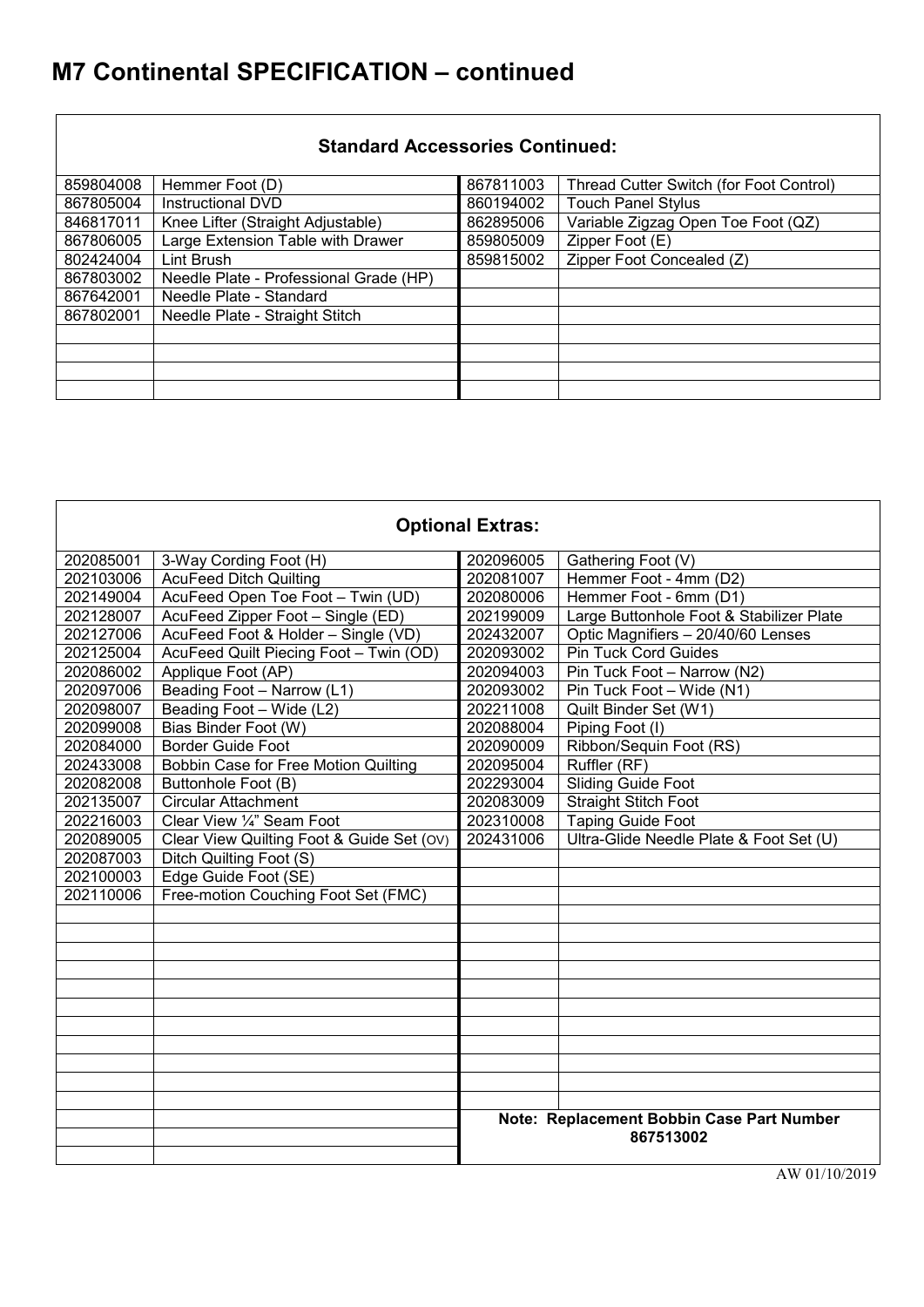# M7 Continental SPECIFICATION – continued

## Standard Accessories Continued:

| | | | |
|---|---|---|---|
| 859804008 | Hemmer Foot (D) | 867811003 | Thread Cutter Switch (for Foot Control) |
| 867805004 | Instructional DVD | 860194002 | Touch Panel Stylus |
| 846817011 | Knee Lifter (Straight Adjustable) | 862895006 | Variable Zigzag Open Toe Foot (QZ) |
| 867806005 | Large Extension Table with Drawer | 859805009 | Zipper Foot (E) |
| 802424004 | Lint Brush | 859815002 | Zipper Foot Concealed (Z) |
| 867803002 | Needle Plate - Professional Grade (HP) | | |
| 867642001 | Needle Plate - Standard | | |
| 867802001 | Needle Plate - Straight Stitch | | |

## Optional Extras:

| | | | |
|---|---|---|---|
| 202085001 | 3-Way Cording Foot (H) | 202096005 | Gathering Foot (V) |
| 202103006 | AcuFeed Ditch Quilting | 202081007 | Hemmer Foot - 4mm (D2) |
| 202149004 | AcuFeed Open Toe Foot – Twin (UD) | 202080006 | Hemmer Foot - 6mm (D1) |
| 202128007 | AcuFeed Zipper Foot – Single (ED) | 202199009 | Large Buttonhole Foot & Stabilizer Plate |
| 202127006 | AcuFeed Foot & Holder – Single (VD) | 202432007 | Optic Magnifiers – 20/40/60 Lenses |
| 202125004 | AcuFeed Quilt Piecing Foot – Twin (OD) | 202093002 | Pin Tuck Cord Guides |
| 202086002 | Applique Foot (AP) | 202094003 | Pin Tuck Foot – Narrow (N2) |
| 202097006 | Beading Foot – Narrow (L1) | 202093002 | Pin Tuck Foot – Wide (N1) |
| 202098007 | Beading Foot – Wide (L2) | 202211008 | Quilt Binder Set (W1) |
| 202099008 | Bias Binder Foot (W) | 202088004 | Piping Foot (I) |
| 202084000 | Border Guide Foot | 202090009 | Ribbon/Sequin Foot (RS) |
| 202433008 | Bobbin Case for Free Motion Quilting | 202095004 | Ruffler (RF) |
| 202082008 | Buttonhole Foot (B) | 202293004 | Sliding Guide Foot |
| 202135007 | Circular Attachment | 202083009 | Straight Stitch Foot |
| 202216003 | Clear View ¼" Seam Foot | 202310008 | Taping Guide Foot |
| 202089005 | Clear View Quilting Foot & Guide Set (OV) | 202431006 | Ultra-Glide Needle Plate & Foot Set (U) |
| 202087003 | Ditch Quilting Foot (S) | | |
| 202100003 | Edge Guide Foot (SE) | | |
| 202110006 | Free-motion Couching Foot Set (FMC) | | |

**Note: Replacement Bobbin Case Part Number 867513002**

AW 01/10/2019